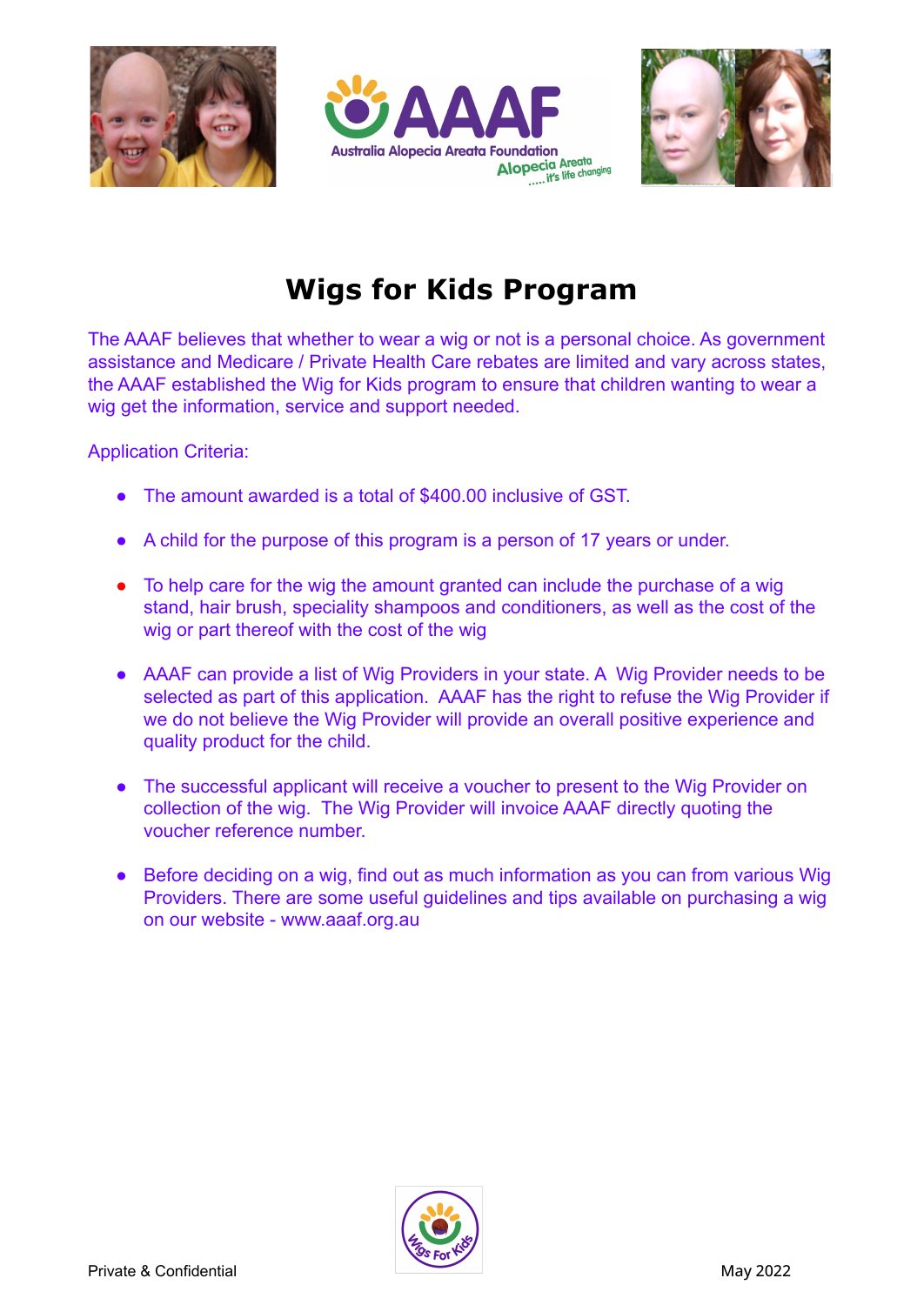# Wigs for Kids Program

The AAAF believes that whether to wear a wig or not is a personal choice. As government assistance and Medicare / Private Health Care rebates are limited and vary across states, the AAAF established the Wig for Kids program to ensure that children wanting to wear a wig get the information, service and support needed.

Application Criteria:

- The amount awarded is a total of $400.00 inclusive of GST.
- A child for the purpose of this program is a person of 17 years or under.
- To help care for the wig the amount granted can include the purchase of a wig stand, hair brush, speciality shampoos and conditioners, as well as the cost of the wig or part thereof with the cost of the wig
- AAAF can provide a list of Wig Providers in your state. A Wig Provider needs to be selected as part of this application. AAAF has the right to refuse the Wig Provider if we do not believe the Wig Provider will provide an overall positive experience and quality product for the child.
- The successful applicant will receive a voucher to present to the Wig Provider on collection of the wig. The Wig Provider will invoice AAAF directly quoting the voucher reference number.
- Before deciding on a wig, find out as much information as you can from various Wig Providers. There are some useful guidelines and tips available on purchasing a wig on our website - www.aaaf.org.au

Private & Confidential

May 2022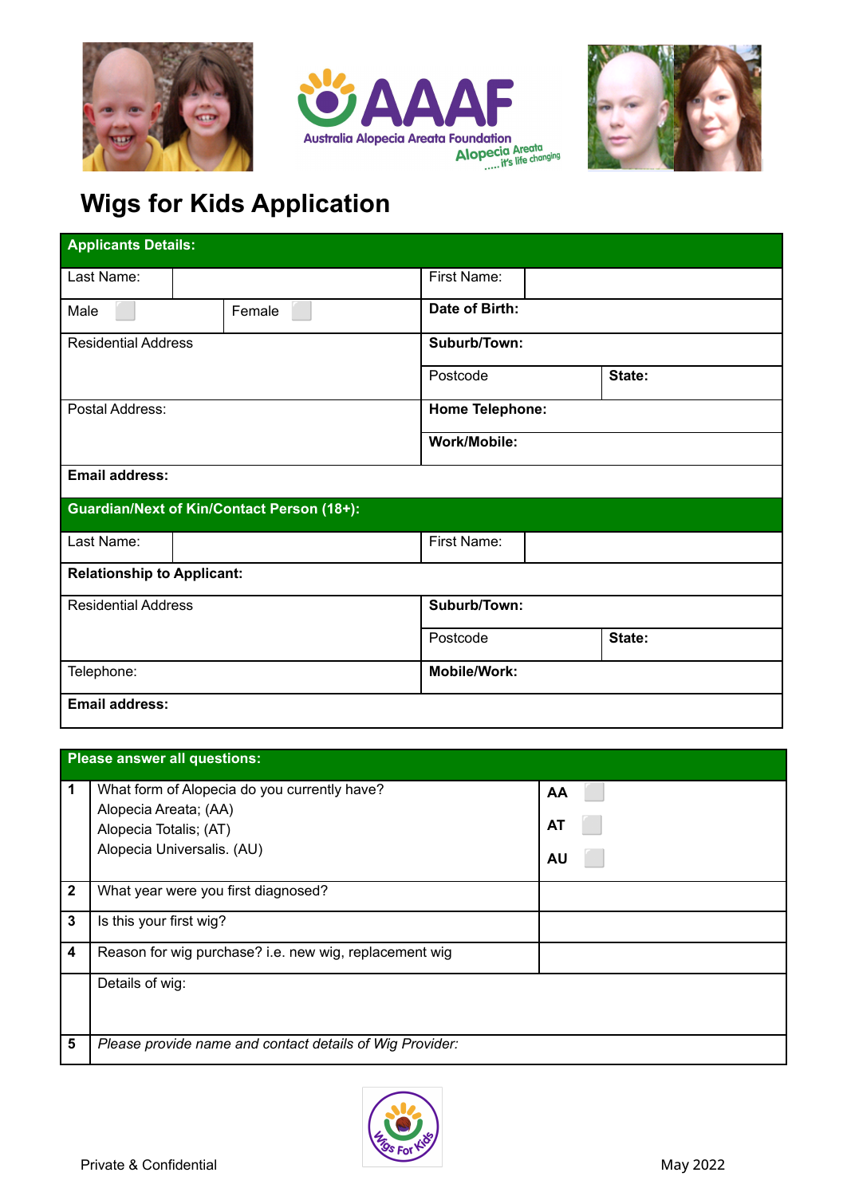# Wigs for Kids Application

| **Applicants Details:** | | | |
|---|---|---|---|
| Last Name: | | First Name: | |
| Male ⬜ | Female ⬜ | **Date of Birth:** | |
| Residential Address | | **Suburb/Town:** | |
| | | Postcode | **State:** |
| Postal Address: | | **Home Telephone:** | |
| | | **Work/Mobile:** | |
| **Email address:** | | | |
| **Guardian/Next of Kin/Contact Person (18+):** | | | |
| Last Name: | | First Name: | |
| **Relationship to Applicant:** | | | |
| Residential Address | | **Suburb/Town:** | |
| | | Postcode | **State:** |
| Telephone: | | **Mobile/Work:** | |
| **Email address:** | | | |

| **Please answer all questions:** | | |
|---|---|---|
| **1** | What form of Alopecia do you currently have?<br>Alopecia Areata; (AA)<br>Alopecia Totalis; (AT)<br>Alopecia Universalis. (AU) | **AA** ⬜<br>**AT** ⬜<br>**AU** ⬜ |
| **2** | What year were you first diagnosed? | |
| **3** | Is this your first wig? | |
| **4** | Reason for wig purchase? i.e. new wig, replacement wig | |
| | Details of wig: | |
| **5** | *Please provide name and contact details of Wig Provider:* | |

Private & Confidential

May 2022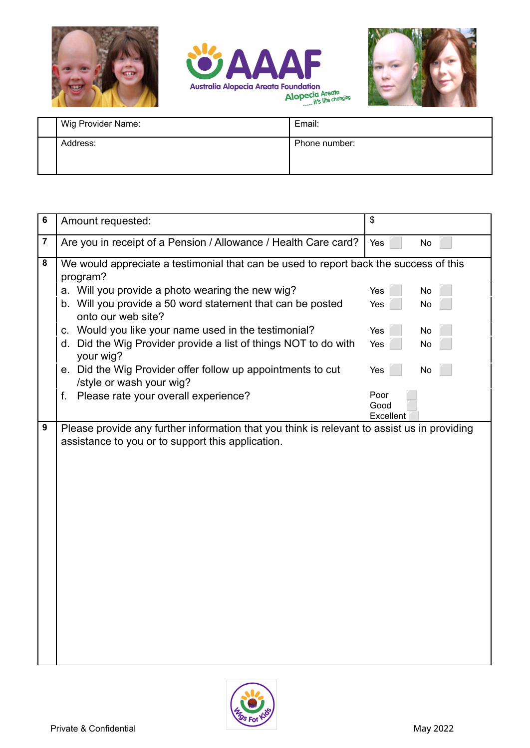| | Wig Provider Name: | Email: |
|---|---|---|
| | Address: | Phone number: |

| | | |
|---|---|---|
| 6 | Amount requested: | $ |
| 7 | Are you in receipt of a Pension / Allowance / Health Care card? | Yes ☐ No ☐ |
| 8 | We would appreciate a testimonial that can be used to report back the success of this program? | |
| | a. Will you provide a photo wearing the new wig? | Yes ☐ No ☐ |
| | b. Will you provide a 50 word statement that can be posted onto our web site? | Yes ☐ No ☐ |
| | c. Would you like your name used in the testimonial? | Yes ☐ No ☐ |
| | d. Did the Wig Provider provide a list of things NOT to do with your wig? | Yes ☐ No ☐ |
| | e. Did the Wig Provider offer follow up appointments to cut /style or wash your wig? | Yes ☐ No ☐ |
| | f. Please rate your overall experience? | Poor ☐ Good ☐ Excellent ☐ |
| 9 | Please provide any further information that you think is relevant to assist us in providing assistance to you or to support this application. | |

Private & Confidential

May 2022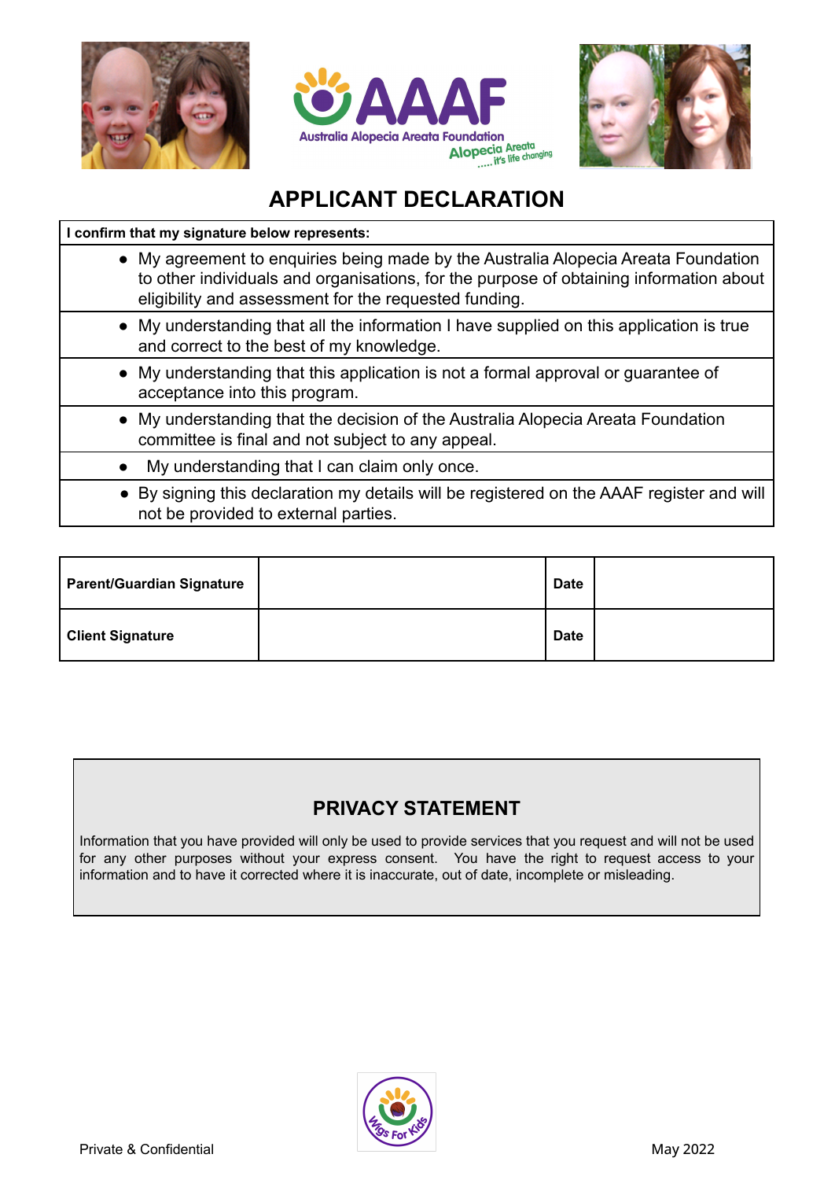# APPLICANT DECLARATION

| I confirm that my signature below represents: |
|---|
| • My agreement to enquiries being made by the Australia Alopecia Areata Foundation to other individuals and organisations, for the purpose of obtaining information about eligibility and assessment for the requested funding. |
| • My understanding that all the information I have supplied on this application is true and correct to the best of my knowledge. |
| • My understanding that this application is not a formal approval or guarantee of acceptance into this program. |
| • My understanding that the decision of the Australia Alopecia Areata Foundation committee is final and not subject to any appeal. |
| • My understanding that I can claim only once. |
| • By signing this declaration my details will be registered on the AAAF register and will not be provided to external parties. |

| **Parent/Guardian Signature** | | **Date** | |
|---|---|---|---|
| **Client Signature** | | **Date** | |

## PRIVACY STATEMENT

Information that you have provided will only be used to provide services that you request and will not be used for any other purposes without your express consent. You have the right to request access to your information and to have it corrected where it is inaccurate, out of date, incomplete or misleading.

Private & Confidential

May 2022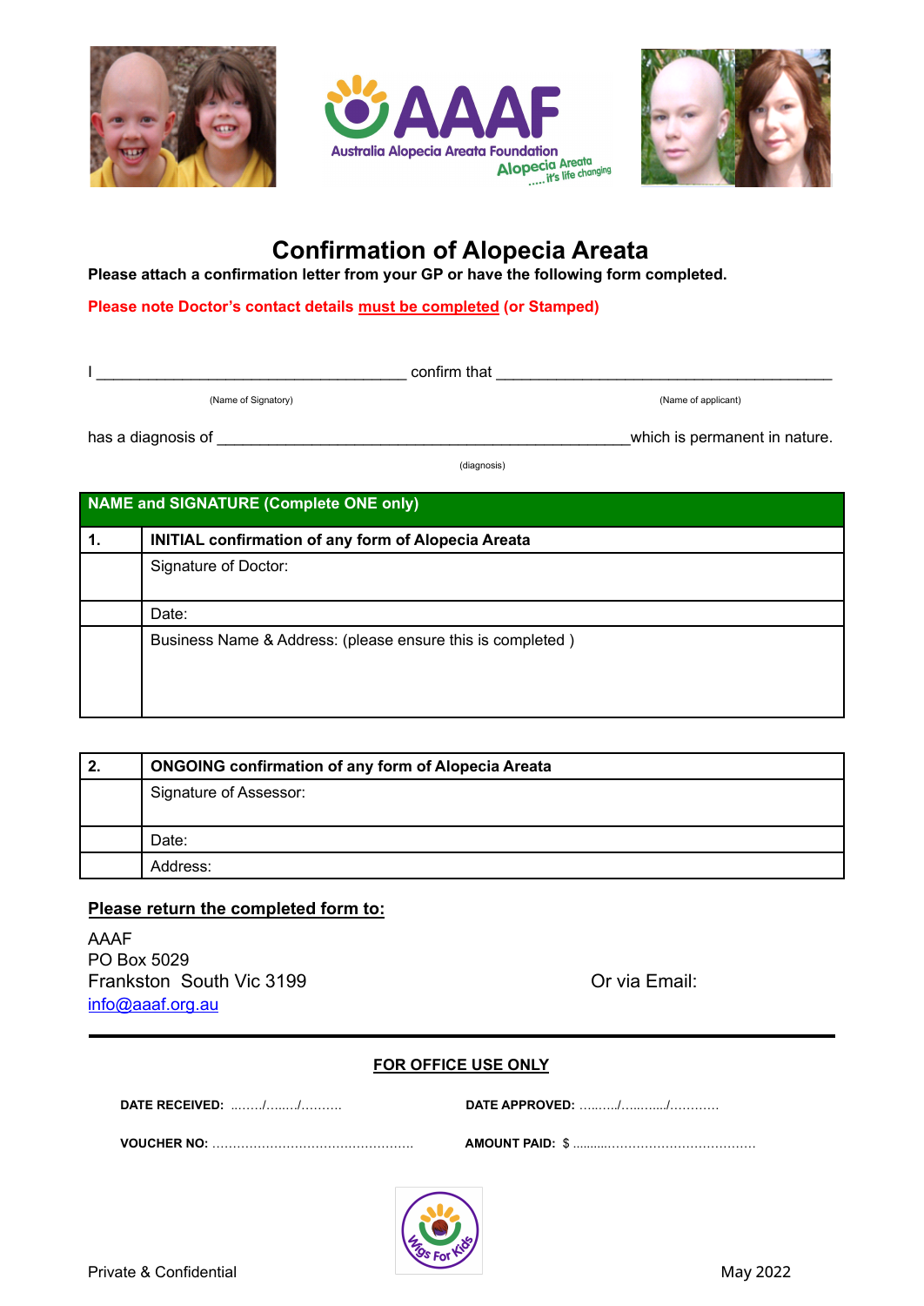Australia Alopecia Areata Foundation

Alopecia Areata ..... it's life changing

# Confirmation of Alopecia Areata

**Please attach a confirmation letter from your GP or have the following form completed.**

**Please note Doctor's contact details <u>must be completed</u> (or Stamped)**

I ____________________________________ confirm that ________________________________________

(Name of Signatory) (Name of applicant)

has a diagnosis of ________________________________________________ which is permanent in nature.

(diagnosis)

| **NAME and SIGNATURE (Complete ONE only)** | |
|---|---|
| **1.** | **INITIAL confirmation of any form of Alopecia Areata** |
| | Signature of Doctor: |
| | Date: |
| | Business Name & Address: (please ensure this is completed ) |

| **2.** | **ONGOING confirmation of any form of Alopecia Areata** |
|---|---|
| | Signature of Assessor: |
| | Date: |
| | Address: |

**<u>Please return the completed form to:</u>**

AAAF
PO Box 5029
Frankston South Vic 3199

Or via Email:
info@aaaf.org.au

---

**<u>FOR OFFICE USE ONLY</u>**

**DATE RECEIVED:** ......../......../..........

**DATE APPROVED:** ........../............/............

**VOUCHER NO:** ................................................

**AMOUNT PAID:** $ ............................................

Wigs For Kids

Private & Confidential

May 2022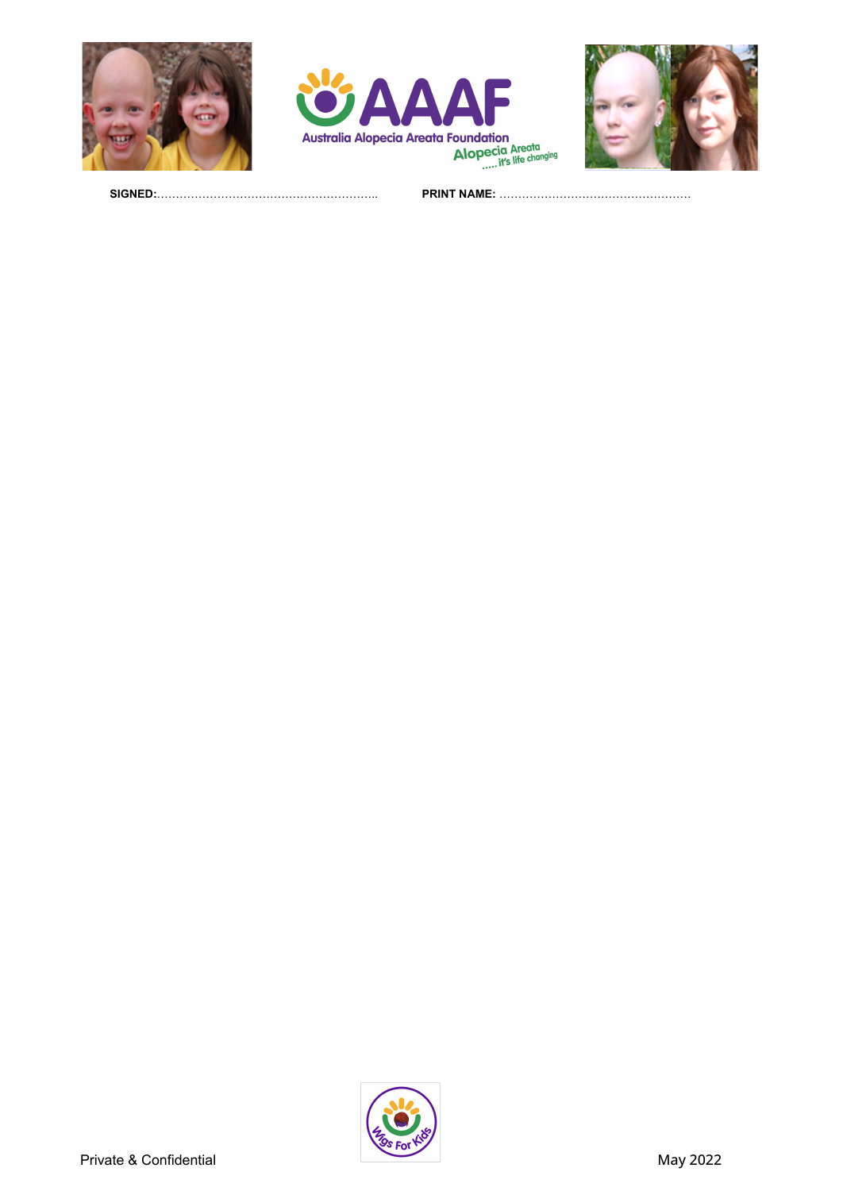**SIGNED:**…………………………………………………..  **PRINT NAME:** ……………………………………………